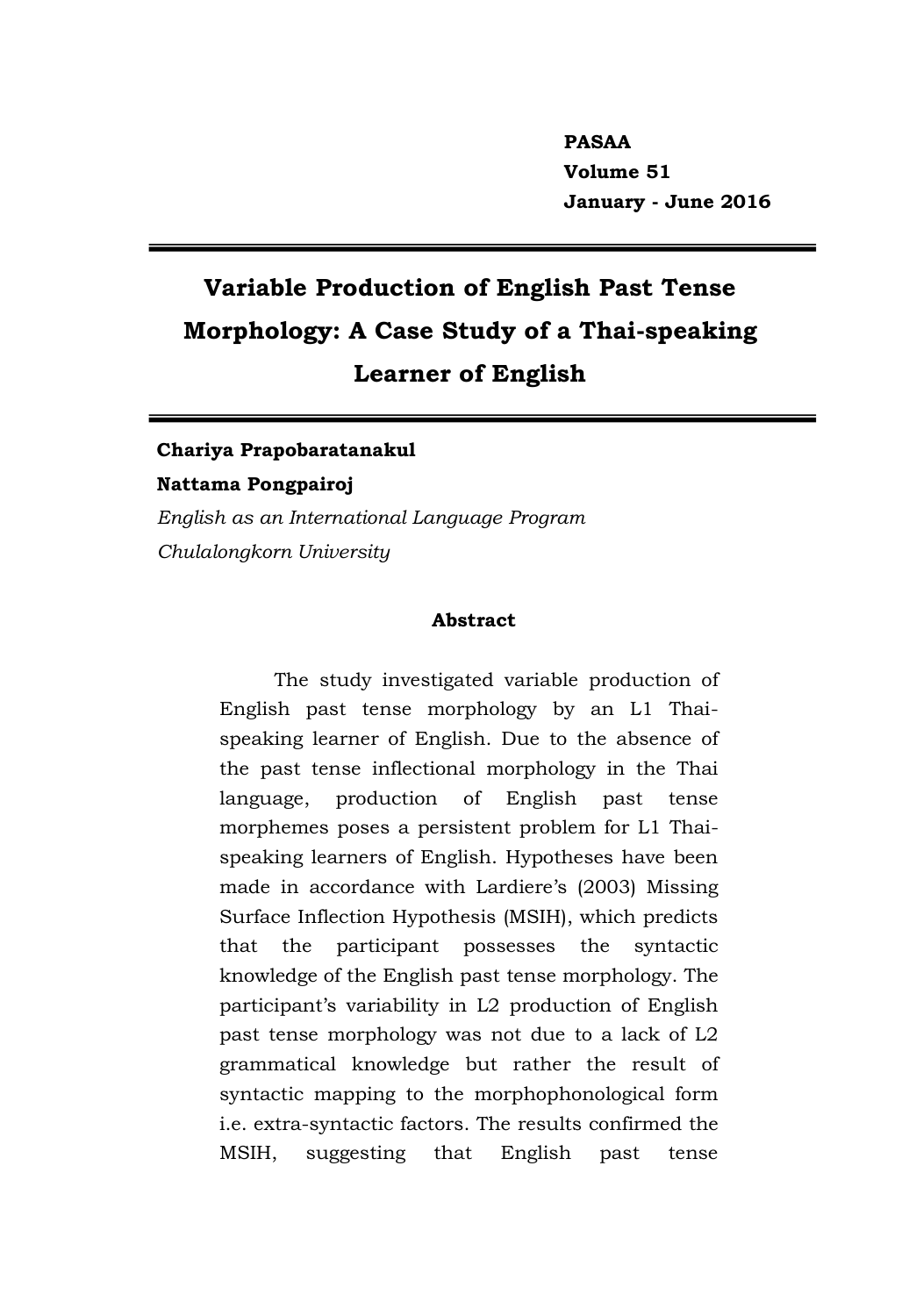# Variable Production of English Past Tense Morphology: A Case Study of a Thai-speaking Learner of English

**Chariya Prapobaratanakul**
**Nattama Pongpairoj**
*English as an International Language Program*
*Chulalongkorn University*

**Abstract**

The study investigated variable production of English past tense morphology by an L1 Thai-speaking learner of English. Due to the absence of the past tense inflectional morphology in the Thai language, production of English past tense morphemes poses a persistent problem for L1 Thai-speaking learners of English. Hypotheses have been made in accordance with Lardiere's (2003) Missing Surface Inflection Hypothesis (MSIH), which predicts that the participant possesses the syntactic knowledge of the English past tense morphology. The participant's variability in L2 production of English past tense morphology was not due to a lack of L2 grammatical knowledge but rather the result of syntactic mapping to the morphophonological form i.e. extra-syntactic factors. The results confirmed the MSIH, suggesting that English past tense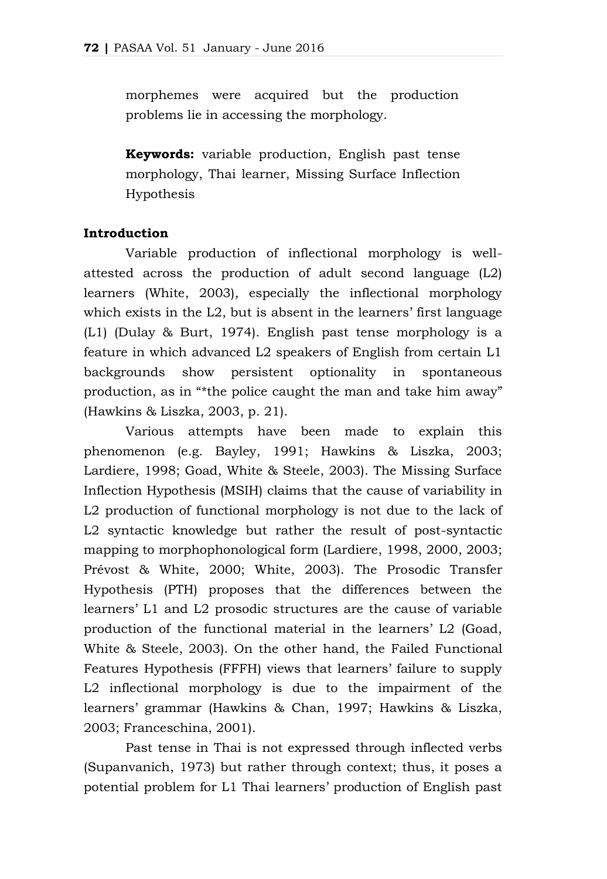morphemes were acquired but the production problems lie in accessing the morphology.

**Keywords:** variable production, English past tense morphology, Thai learner, Missing Surface Inflection Hypothesis

## Introduction

Variable production of inflectional morphology is well-attested across the production of adult second language (L2) learners (White, 2003), especially the inflectional morphology which exists in the L2, but is absent in the learners' first language (L1) (Dulay & Burt, 1974). English past tense morphology is a feature in which advanced L2 speakers of English from certain L1 backgrounds show persistent optionality in spontaneous production, as in "*the police caught the man and take him away" (Hawkins & Liszka, 2003, p. 21).

Various attempts have been made to explain this phenomenon (e.g. Bayley, 1991; Hawkins & Liszka, 2003; Lardiere, 1998; Goad, White & Steele, 2003). The Missing Surface Inflection Hypothesis (MSIH) claims that the cause of variability in L2 production of functional morphology is not due to the lack of L2 syntactic knowledge but rather the result of post-syntactic mapping to morphophonological form (Lardiere, 1998, 2000, 2003; Prévost & White, 2000; White, 2003). The Prosodic Transfer Hypothesis (PTH) proposes that the differences between the learners' L1 and L2 prosodic structures are the cause of variable production of the functional material in the learners' L2 (Goad, White & Steele, 2003). On the other hand, the Failed Functional Features Hypothesis (FFFH) views that learners' failure to supply L2 inflectional morphology is due to the impairment of the learners' grammar (Hawkins & Chan, 1997; Hawkins & Liszka, 2003; Franceschina, 2001).

Past tense in Thai is not expressed through inflected verbs (Supanvanich, 1973) but rather through context; thus, it poses a potential problem for L1 Thai learners' production of English past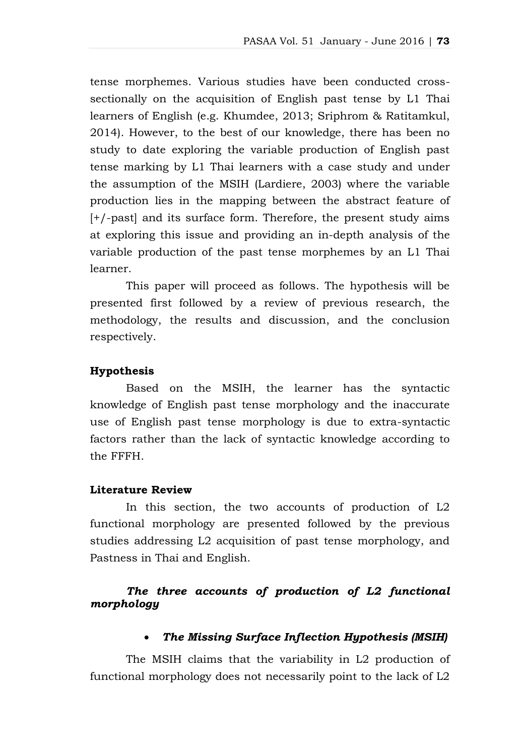tense morphemes. Various studies have been conducted cross-sectionally on the acquisition of English past tense by L1 Thai learners of English (e.g. Khumdee, 2013; Sriphrom & Ratitamkul, 2014). However, to the best of our knowledge, there has been no study to date exploring the variable production of English past tense marking by L1 Thai learners with a case study and under the assumption of the MSIH (Lardiere, 2003) where the variable production lies in the mapping between the abstract feature of [+/-past] and its surface form. Therefore, the present study aims at exploring this issue and providing an in-depth analysis of the variable production of the past tense morphemes by an L1 Thai learner.

This paper will proceed as follows. The hypothesis will be presented first followed by a review of previous research, the methodology, the results and discussion, and the conclusion respectively.

## Hypothesis

Based on the MSIH, the learner has the syntactic knowledge of English past tense morphology and the inaccurate use of English past tense morphology is due to extra-syntactic factors rather than the lack of syntactic knowledge according to the FFFH.

## Literature Review

In this section, the two accounts of production of L2 functional morphology are presented followed by the previous studies addressing L2 acquisition of past tense morphology, and Pastness in Thai and English.

### *The three accounts of production of L2 functional morphology*

- ***The Missing Surface Inflection Hypothesis (MSIH)***

The MSIH claims that the variability in L2 production of functional morphology does not necessarily point to the lack of L2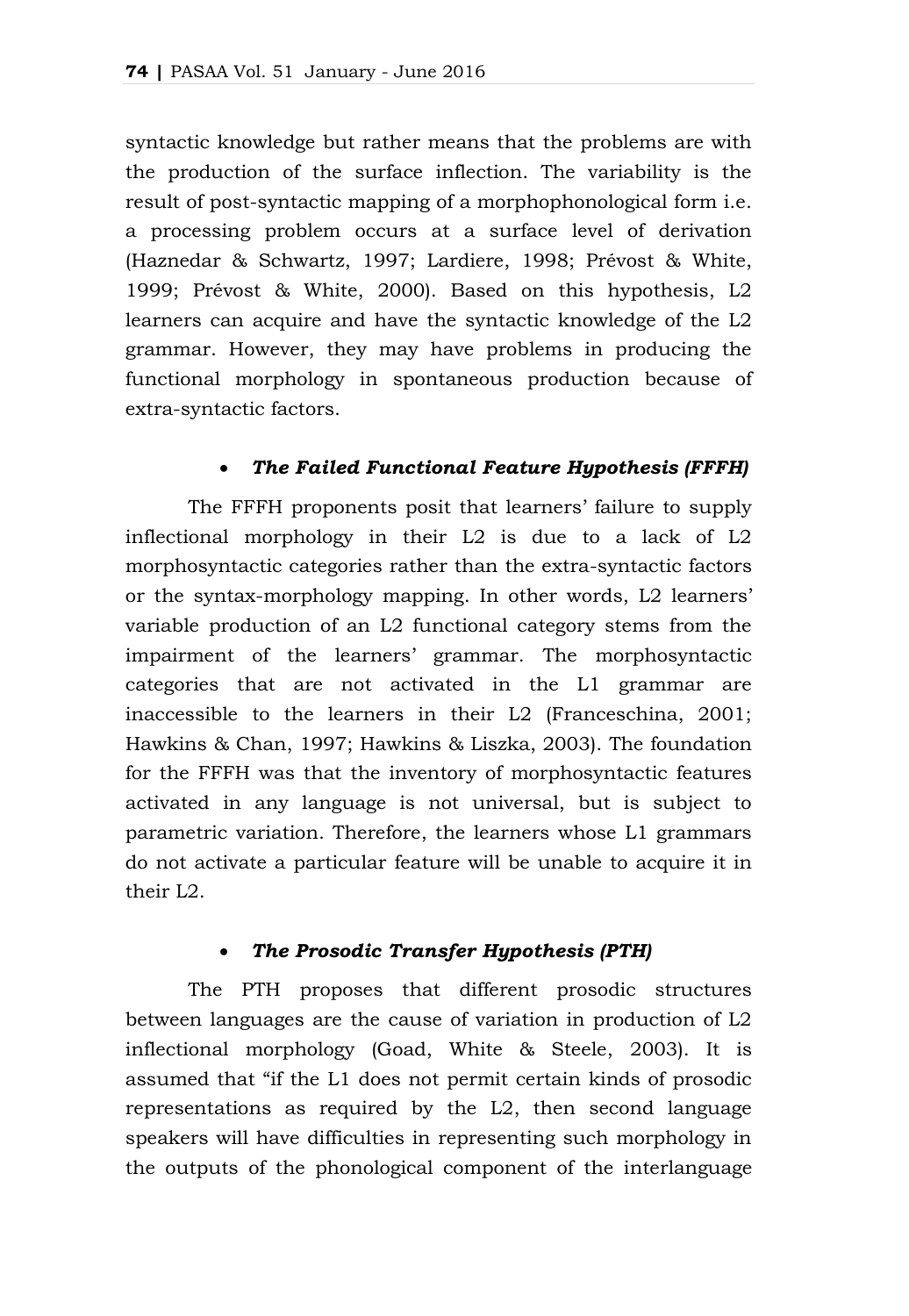syntactic knowledge but rather means that the problems are with the production of the surface inflection. The variability is the result of post-syntactic mapping of a morphophonological form i.e. a processing problem occurs at a surface level of derivation (Haznedar & Schwartz, 1997; Lardiere, 1998; Prévost & White, 1999; Prévost & White, 2000). Based on this hypothesis, L2 learners can acquire and have the syntactic knowledge of the L2 grammar. However, they may have problems in producing the functional morphology in spontaneous production because of extra-syntactic factors.

- ***The Failed Functional Feature Hypothesis (FFFH)***

The FFFH proponents posit that learners' failure to supply inflectional morphology in their L2 is due to a lack of L2 morphosyntactic categories rather than the extra-syntactic factors or the syntax-morphology mapping. In other words, L2 learners' variable production of an L2 functional category stems from the impairment of the learners' grammar. The morphosyntactic categories that are not activated in the L1 grammar are inaccessible to the learners in their L2 (Franceschina, 2001; Hawkins & Chan, 1997; Hawkins & Liszka, 2003). The foundation for the FFFH was that the inventory of morphosyntactic features activated in any language is not universal, but is subject to parametric variation. Therefore, the learners whose L1 grammars do not activate a particular feature will be unable to acquire it in their L2.

- ***The Prosodic Transfer Hypothesis (PTH)***

The PTH proposes that different prosodic structures between languages are the cause of variation in production of L2 inflectional morphology (Goad, White & Steele, 2003). It is assumed that "if the L1 does not permit certain kinds of prosodic representations as required by the L2, then second language speakers will have difficulties in representing such morphology in the outputs of the phonological component of the interlanguage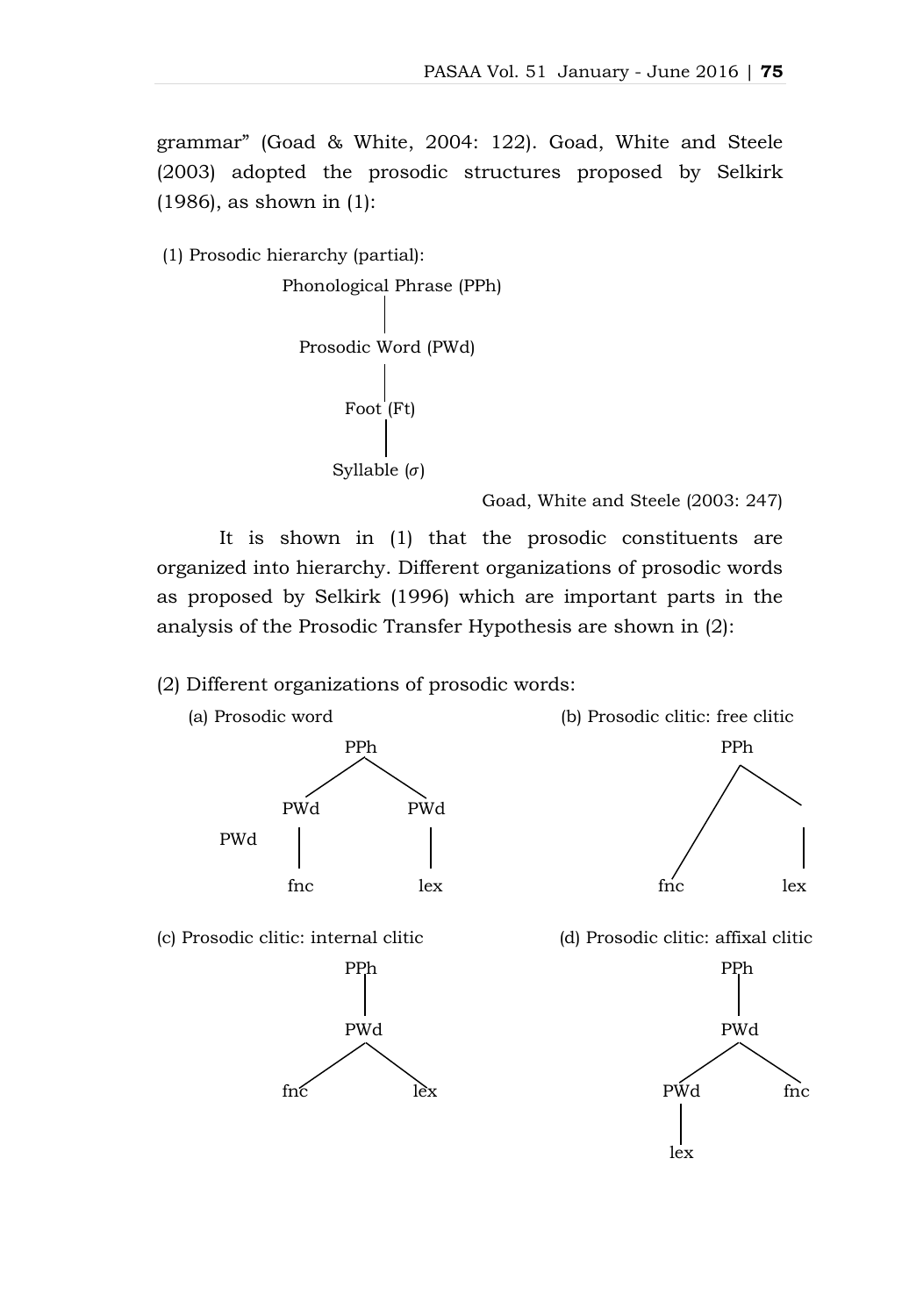grammar" (Goad & White, 2004: 122). Goad, White and Steele (2003) adopted the prosodic structures proposed by Selkirk (1986), as shown in (1):

(1) Prosodic hierarchy (partial):

```
Phonological Phrase (PPh)
          |
  Prosodic Word (PWd)
          |
       Foot (Ft)
          |
     Syllable (σ)
```

Goad, White and Steele (2003: 247)

It is shown in (1) that the prosodic constituents are organized into hierarchy. Different organizations of prosodic words as proposed by Selkirk (1996) which are important parts in the analysis of the Prosodic Transfer Hypothesis are shown in (2):

(2) Different organizations of prosodic words:

(a) Prosodic word

```
            PPh
           /   \
        PWd     PWd
PWd      |       |
        fnc     lex
```

(b) Prosodic clitic: free clitic

```
        PPh
       /   \
      /     |
   fnc     lex
```

(c) Prosodic clitic: internal clitic

```
        PPh
         |
        PWd
       /   \
    fnc     lex
```

(d) Prosodic clitic: affixal clitic

```
        PPh
         |
        PWd
       /   \
    PWd     fnc
     |
    lex
```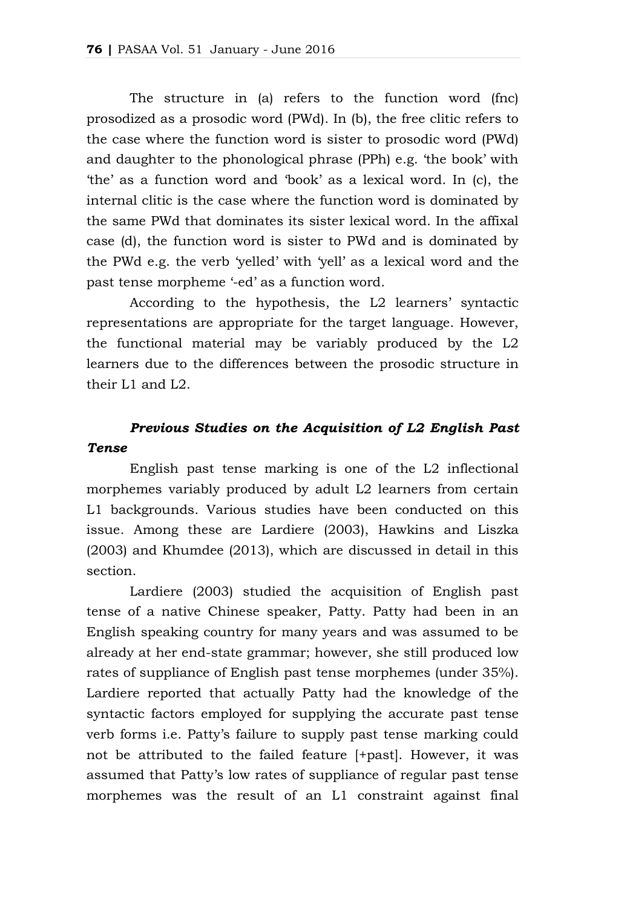The structure in (a) refers to the function word (fnc) prosodized as a prosodic word (PWd). In (b), the free clitic refers to the case where the function word is sister to prosodic word (PWd) and daughter to the phonological phrase (PPh) e.g. 'the book' with 'the' as a function word and 'book' as a lexical word. In (c), the internal clitic is the case where the function word is dominated by the same PWd that dominates its sister lexical word. In the affixal case (d), the function word is sister to PWd and is dominated by the PWd e.g. the verb 'yelled' with 'yell' as a lexical word and the past tense morpheme '-ed' as a function word.

According to the hypothesis, the L2 learners' syntactic representations are appropriate for the target language. However, the functional material may be variably produced by the L2 learners due to the differences between the prosodic structure in their L1 and L2.

### *Previous Studies on the Acquisition of L2 English Past Tense*

English past tense marking is one of the L2 inflectional morphemes variably produced by adult L2 learners from certain L1 backgrounds. Various studies have been conducted on this issue. Among these are Lardiere (2003), Hawkins and Liszka (2003) and Khumdee (2013), which are discussed in detail in this section.

Lardiere (2003) studied the acquisition of English past tense of a native Chinese speaker, Patty. Patty had been in an English speaking country for many years and was assumed to be already at her end-state grammar; however, she still produced low rates of suppliance of English past tense morphemes (under 35%). Lardiere reported that actually Patty had the knowledge of the syntactic factors employed for supplying the accurate past tense verb forms i.e. Patty's failure to supply past tense marking could not be attributed to the failed feature [+past]. However, it was assumed that Patty's low rates of suppliance of regular past tense morphemes was the result of an L1 constraint against final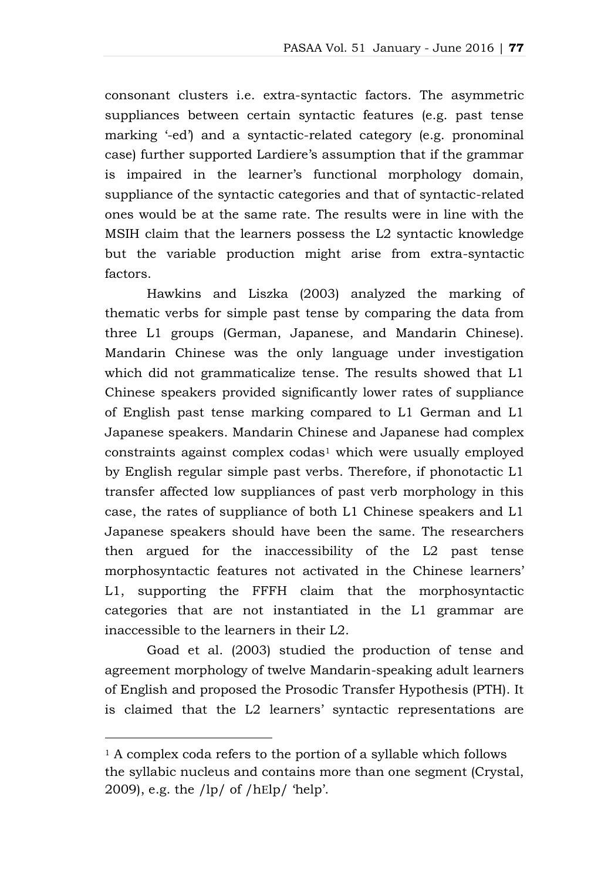consonant clusters i.e. extra-syntactic factors. The asymmetric suppliances between certain syntactic features (e.g. past tense marking '-ed') and a syntactic-related category (e.g. pronominal case) further supported Lardiere's assumption that if the grammar is impaired in the learner's functional morphology domain, suppliance of the syntactic categories and that of syntactic-related ones would be at the same rate. The results were in line with the MSIH claim that the learners possess the L2 syntactic knowledge but the variable production might arise from extra-syntactic factors.

Hawkins and Liszka (2003) analyzed the marking of thematic verbs for simple past tense by comparing the data from three L1 groups (German, Japanese, and Mandarin Chinese). Mandarin Chinese was the only language under investigation which did not grammaticalize tense. The results showed that L1 Chinese speakers provided significantly lower rates of suppliance of English past tense marking compared to L1 German and L1 Japanese speakers. Mandarin Chinese and Japanese had complex constraints against complex codas[1] which were usually employed by English regular simple past verbs. Therefore, if phonotactic L1 transfer affected low suppliances of past verb morphology in this case, the rates of suppliance of both L1 Chinese speakers and L1 Japanese speakers should have been the same. The researchers then argued for the inaccessibility of the L2 past tense morphosyntactic features not activated in the Chinese learners' L1, supporting the FFFH claim that the morphosyntactic categories that are not instantiated in the L1 grammar are inaccessible to the learners in their L2.

Goad et al. (2003) studied the production of tense and agreement morphology of twelve Mandarin-speaking adult learners of English and proposed the Prosodic Transfer Hypothesis (PTH). It is claimed that the L2 learners' syntactic representations are

---

[1] A complex coda refers to the portion of a syllable which follows the syllabic nucleus and contains more than one segment (Crystal, 2009), e.g. the /lp/ of /hElp/ 'help'.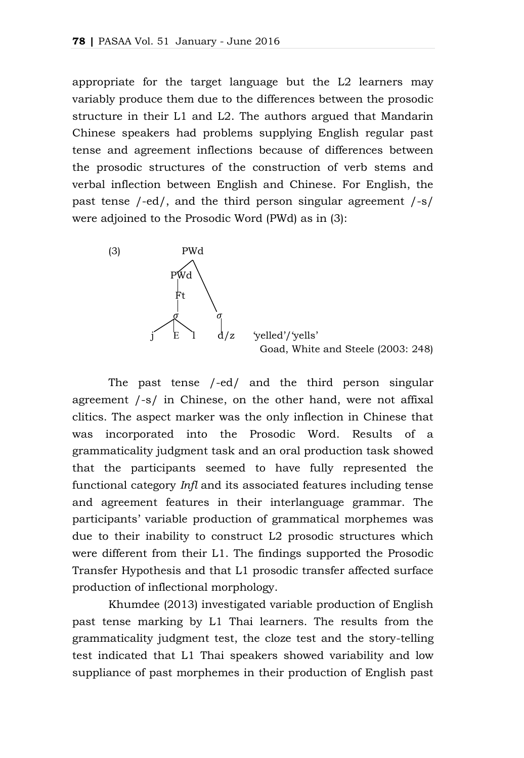appropriate for the target language but the L2 learners may variably produce them due to the differences between the prosodic structure in their L1 and L2. The authors argued that Mandarin Chinese speakers had problems supplying English regular past tense and agreement inflections because of differences between the prosodic structures of the construction of verb stems and verbal inflection between English and Chinese. For English, the past tense /-ed/, and the third person singular agreement /-s/ were adjoined to the Prosodic Word (PWd) as in (3):

```
(3)              PWd
                /   \
             PWd     \
              |       \
              Ft       \
              |         \
              σ          σ
            / | \        |
           j  E  l      d/z     'yelled'/'yells'
```

Goad, White and Steele (2003: 248)

The past tense /-ed/ and the third person singular agreement /-s/ in Chinese, on the other hand, were not affixal clitics. The aspect marker was the only inflection in Chinese that was incorporated into the Prosodic Word. Results of a grammaticality judgment task and an oral production task showed that the participants seemed to have fully represented the functional category *Infl* and its associated features including tense and agreement features in their interlanguage grammar. The participants' variable production of grammatical morphemes was due to their inability to construct L2 prosodic structures which were different from their L1. The findings supported the Prosodic Transfer Hypothesis and that L1 prosodic transfer affected surface production of inflectional morphology.

Khumdee (2013) investigated variable production of English past tense marking by L1 Thai learners. The results from the grammaticality judgment test, the cloze test and the story-telling test indicated that L1 Thai speakers showed variability and low suppliance of past morphemes in their production of English past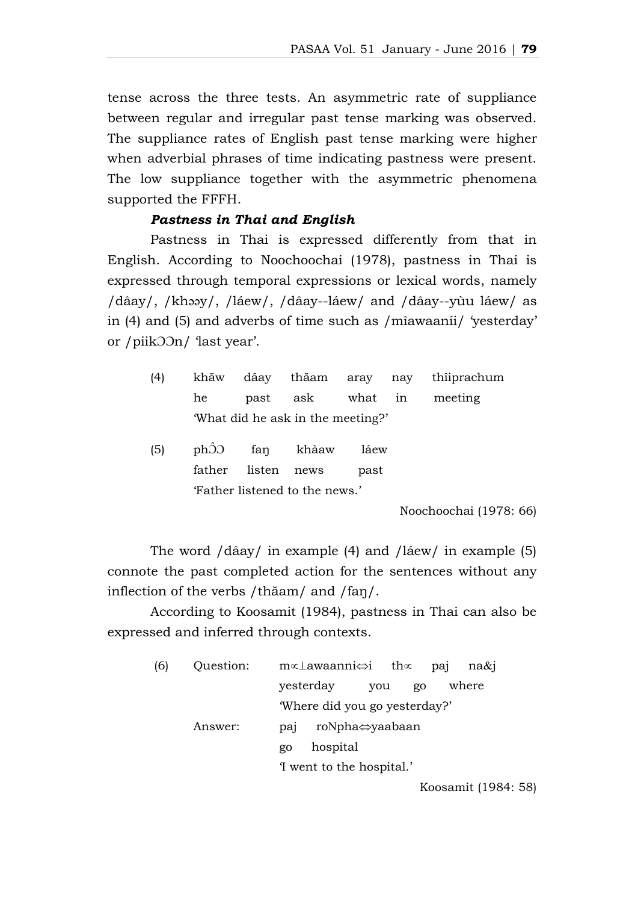tense across the three tests. An asymmetric rate of suppliance between regular and irregular past tense marking was observed. The suppliance rates of English past tense marking were higher when adverbial phrases of time indicating pastness were present. The low suppliance together with the asymmetric phenomena supported the FFFH.

***Pastness in Thai and English***

Pastness in Thai is expressed differently from that in English. According to Noochoochai (1978), pastness in Thai is expressed through temporal expressions or lexical words, namely /dâay/, /khəəy/, /láew/, /dâay--láew/ and /dâay--yùu láew/ as in (4) and (5) and adverbs of time such as /mîawaaníi/ 'yesterday' or /piikƆƆn/ 'last year'.

(4) khăw dâay thăam aray nay thîiprachum
he past ask what in meeting
'What did he ask in the meeting?'

(5) phƆ̂Ɔ faŋ khàaw láew
father listen news past
'Father listened to the news.'

Noochoochai (1978: 66)

The word /dâay/ in example (4) and /láew/ in example (5) connote the past completed action for the sentences without any inflection of the verbs /thăam/ and /faŋ/.

According to Koosamit (1984), pastness in Thai can also be expressed and inferred through contexts.

(6) Question: m∝⊥awaanni⇔i th∝ paj na&j
yesterday you go where
'Where did you go yesterday?'

Answer: paj roNpha⇔yaabaan
go hospital
'I went to the hospital.'

Koosamit (1984: 58)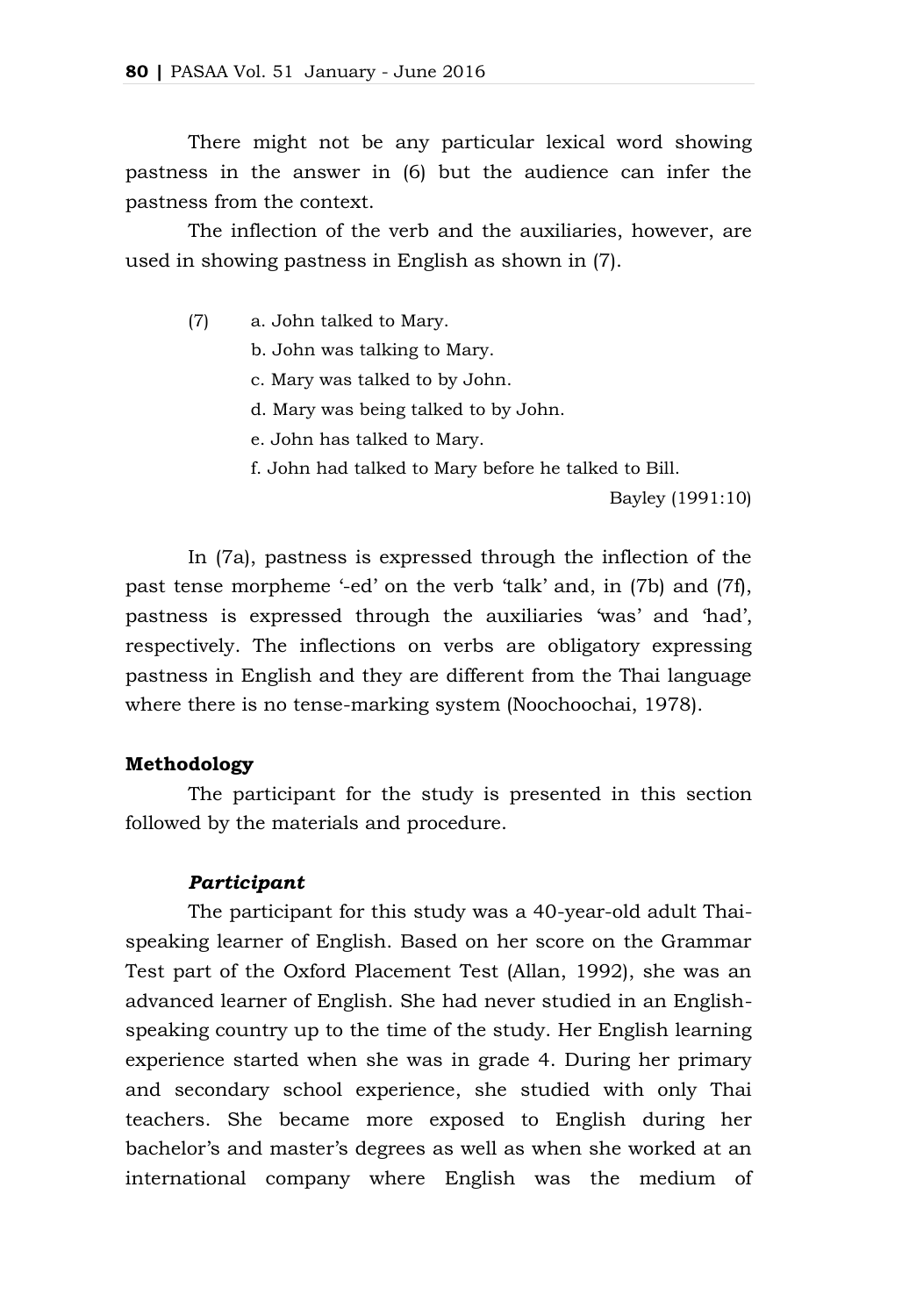There might not be any particular lexical word showing pastness in the answer in (6) but the audience can infer the pastness from the context.

The inflection of the verb and the auxiliaries, however, are used in showing pastness in English as shown in (7).

(7) a. John talked to Mary.
b. John was talking to Mary.
c. Mary was talked to by John.
d. Mary was being talked to by John.
e. John has talked to Mary.
f. John had talked to Mary before he talked to Bill.

Bayley (1991:10)

In (7a), pastness is expressed through the inflection of the past tense morpheme '-ed' on the verb 'talk' and, in (7b) and (7f), pastness is expressed through the auxiliaries 'was' and 'had', respectively. The inflections on verbs are obligatory expressing pastness in English and they are different from the Thai language where there is no tense-marking system (Noochoochai, 1978).

**Methodology**

The participant for the study is presented in this section followed by the materials and procedure.

***Participant***

The participant for this study was a 40-year-old adult Thai-speaking learner of English. Based on her score on the Grammar Test part of the Oxford Placement Test (Allan, 1992), she was an advanced learner of English. She had never studied in an English-speaking country up to the time of the study. Her English learning experience started when she was in grade 4. During her primary and secondary school experience, she studied with only Thai teachers. She became more exposed to English during her bachelor's and master's degrees as well as when she worked at an international company where English was the medium of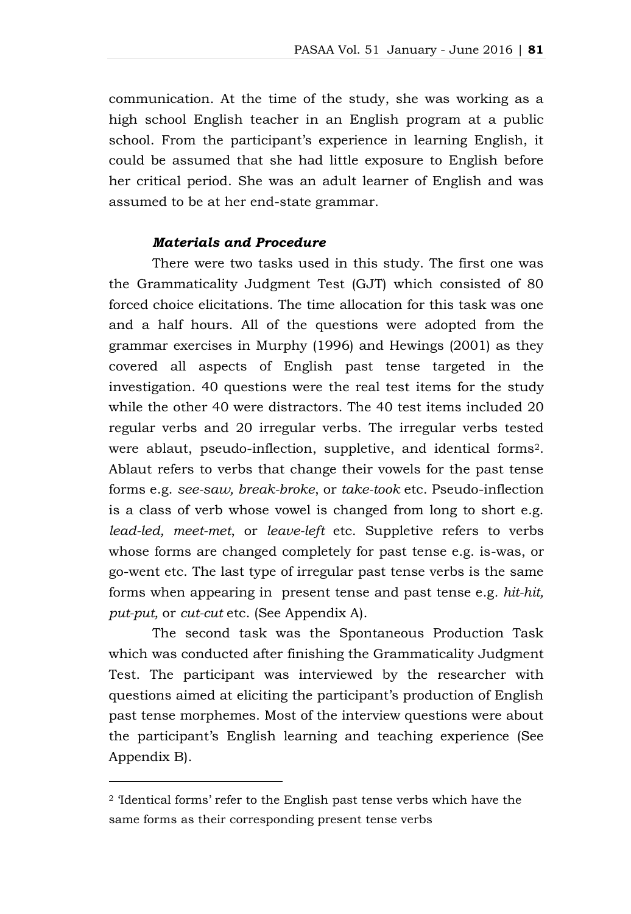communication. At the time of the study, she was working as a high school English teacher in an English program at a public school. From the participant's experience in learning English, it could be assumed that she had little exposure to English before her critical period. She was an adult learner of English and was assumed to be at her end-state grammar.

***Materials and Procedure***

There were two tasks used in this study. The first one was the Grammaticality Judgment Test (GJT) which consisted of 80 forced choice elicitations. The time allocation for this task was one and a half hours. All of the questions were adopted from the grammar exercises in Murphy (1996) and Hewings (2001) as they covered all aspects of English past tense targeted in the investigation. 40 questions were the real test items for the study while the other 40 were distractors. The 40 test items included 20 regular verbs and 20 irregular verbs. The irregular verbs tested were ablaut, pseudo-inflection, suppletive, and identical forms[2]. Ablaut refers to verbs that change their vowels for the past tense forms e.g. *see-saw, break-broke*, or *take-took* etc. Pseudo-inflection is a class of verb whose vowel is changed from long to short e.g. *lead-led, meet-met*, or *leave-left* etc. Suppletive refers to verbs whose forms are changed completely for past tense e.g. is-was, or go-went etc. The last type of irregular past tense verbs is the same forms when appearing in present tense and past tense e.g. *hit-hit, put-put,* or *cut-cut* etc. (See Appendix A).

The second task was the Spontaneous Production Task which was conducted after finishing the Grammaticality Judgment Test. The participant was interviewed by the researcher with questions aimed at eliciting the participant's production of English past tense morphemes. Most of the interview questions were about the participant's English learning and teaching experience (See Appendix B).

---

[2] 'Identical forms' refer to the English past tense verbs which have the same forms as their corresponding present tense verbs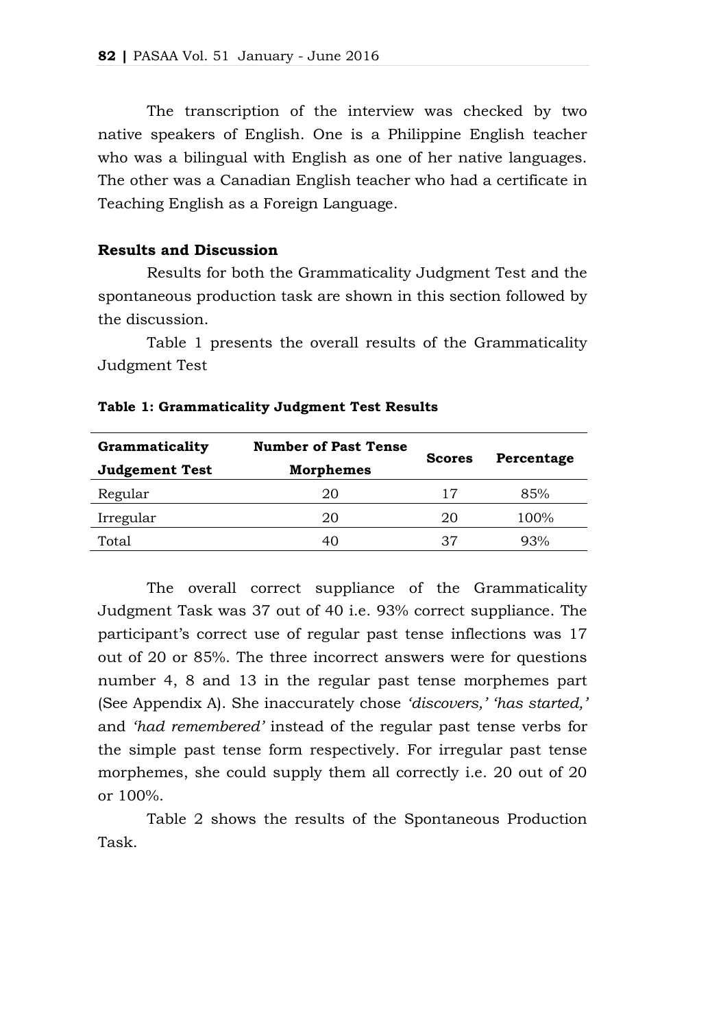The transcription of the interview was checked by two native speakers of English. One is a Philippine English teacher who was a bilingual with English as one of her native languages. The other was a Canadian English teacher who had a certificate in Teaching English as a Foreign Language.

## Results and Discussion

Results for both the Grammaticality Judgment Test and the spontaneous production task are shown in this section followed by the discussion.

Table 1 presents the overall results of the Grammaticality Judgment Test

**Table 1: Grammaticality Judgment Test Results**

| Grammaticality Judgement Test | Number of Past Tense Morphemes | Scores | Percentage |
|---|---|---|---|
| Regular | 20 | 17 | 85% |
| Irregular | 20 | 20 | 100% |
| Total | 40 | 37 | 93% |

The overall correct suppliance of the Grammaticality Judgment Task was 37 out of 40 i.e. 93% correct suppliance. The participant's correct use of regular past tense inflections was 17 out of 20 or 85%. The three incorrect answers were for questions number 4, 8 and 13 in the regular past tense morphemes part (See Appendix A). She inaccurately chose *'discovers,' 'has started,'* and *'had remembered'* instead of the regular past tense verbs for the simple past tense form respectively. For irregular past tense morphemes, she could supply them all correctly i.e. 20 out of 20 or 100%.

Table 2 shows the results of the Spontaneous Production Task.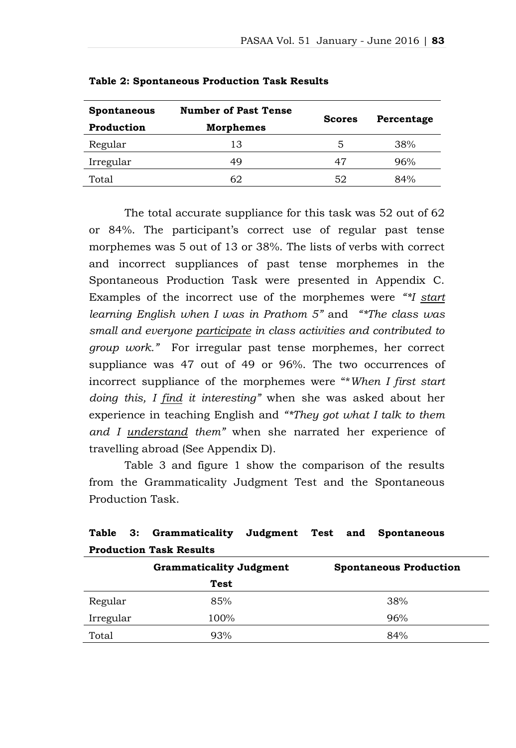**Table 2: Spontaneous Production Task Results**

| Spontaneous Production | Number of Past Tense Morphemes | Scores | Percentage |
|---|---|---|---|
| Regular | 13 | 5 | 38% |
| Irregular | 49 | 47 | 96% |
| Total | 62 | 52 | 84% |

The total accurate suppliance for this task was 52 out of 62 or 84%. The participant's correct use of regular past tense morphemes was 5 out of 13 or 38%. The lists of verbs with correct and incorrect suppliances of past tense morphemes in the Spontaneous Production Task were presented in Appendix C. Examples of the incorrect use of the morphemes were *"*I <u>start</u> learning English when I was in Prathom 5"* and *"*The class was small and everyone <u>participate</u> in class activities and contributed to group work."* For irregular past tense morphemes, her correct suppliance was 47 out of 49 or 96%. The two occurrences of incorrect suppliance of the morphemes were "*\*When I first start doing this, I <u>find</u> it interesting"* when she was asked about her experience in teaching English and *"*They got what I talk to them and I <u>understand</u> them"* when she narrated her experience of travelling abroad (See Appendix D).

Table 3 and figure 1 show the comparison of the results from the Grammaticality Judgment Test and the Spontaneous Production Task.

**Table 3: Grammaticality Judgment Test and Spontaneous Production Task Results**

| | Grammaticality Judgment Test | Spontaneous Production |
|---|---|---|
| Regular | 85% | 38% |
| Irregular | 100% | 96% |
| Total | 93% | 84% |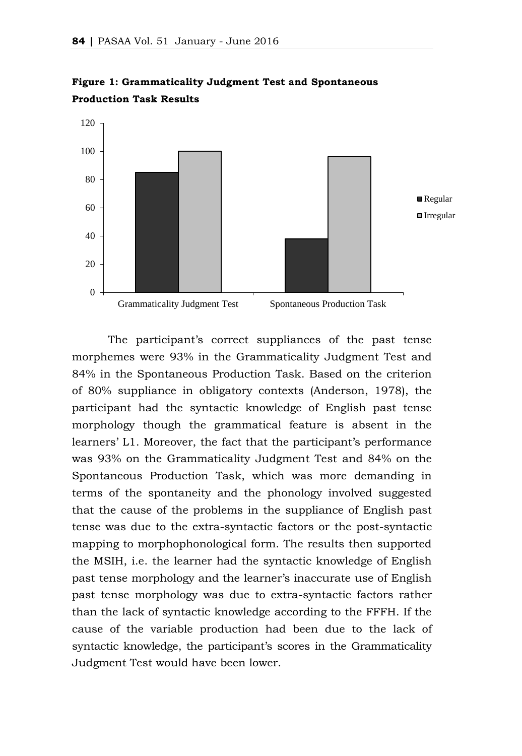**Figure 1: Grammaticality Judgment Test and Spontaneous Production Task Results**

The participant's correct suppliances of the past tense morphemes were 93% in the Grammaticality Judgment Test and 84% in the Spontaneous Production Task. Based on the criterion of 80% suppliance in obligatory contexts (Anderson, 1978), the participant had the syntactic knowledge of English past tense morphology though the grammatical feature is absent in the learners' L1. Moreover, the fact that the participant's performance was 93% on the Grammaticality Judgment Test and 84% on the Spontaneous Production Task, which was more demanding in terms of the spontaneity and the phonology involved suggested that the cause of the problems in the suppliance of English past tense was due to the extra-syntactic factors or the post-syntactic mapping to morphophonological form. The results then supported the MSIH, i.e. the learner had the syntactic knowledge of English past tense morphology and the learner's inaccurate use of English past tense morphology was due to extra-syntactic factors rather than the lack of syntactic knowledge according to the FFFH. If the cause of the variable production had been due to the lack of syntactic knowledge, the participant's scores in the Grammaticality Judgment Test would have been lower.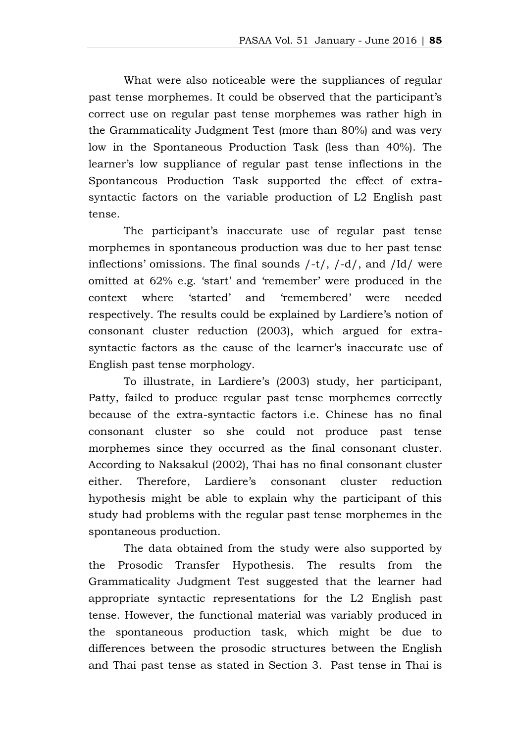What were also noticeable were the suppliances of regular past tense morphemes. It could be observed that the participant's correct use on regular past tense morphemes was rather high in the Grammaticality Judgment Test (more than 80%) and was very low in the Spontaneous Production Task (less than 40%). The learner's low suppliance of regular past tense inflections in the Spontaneous Production Task supported the effect of extra-syntactic factors on the variable production of L2 English past tense.

The participant's inaccurate use of regular past tense morphemes in spontaneous production was due to her past tense inflections' omissions. The final sounds /-t/, /-d/, and /Id/ were omitted at 62% e.g. 'start' and 'remember' were produced in the context where 'started' and 'remembered' were needed respectively. The results could be explained by Lardiere's notion of consonant cluster reduction (2003), which argued for extra-syntactic factors as the cause of the learner's inaccurate use of English past tense morphology.

To illustrate, in Lardiere's (2003) study, her participant, Patty, failed to produce regular past tense morphemes correctly because of the extra-syntactic factors i.e. Chinese has no final consonant cluster so she could not produce past tense morphemes since they occurred as the final consonant cluster. According to Naksakul (2002), Thai has no final consonant cluster either. Therefore, Lardiere's consonant cluster reduction hypothesis might be able to explain why the participant of this study had problems with the regular past tense morphemes in the spontaneous production.

The data obtained from the study were also supported by the Prosodic Transfer Hypothesis. The results from the Grammaticality Judgment Test suggested that the learner had appropriate syntactic representations for the L2 English past tense. However, the functional material was variably produced in the spontaneous production task, which might be due to differences between the prosodic structures between the English and Thai past tense as stated in Section 3. Past tense in Thai is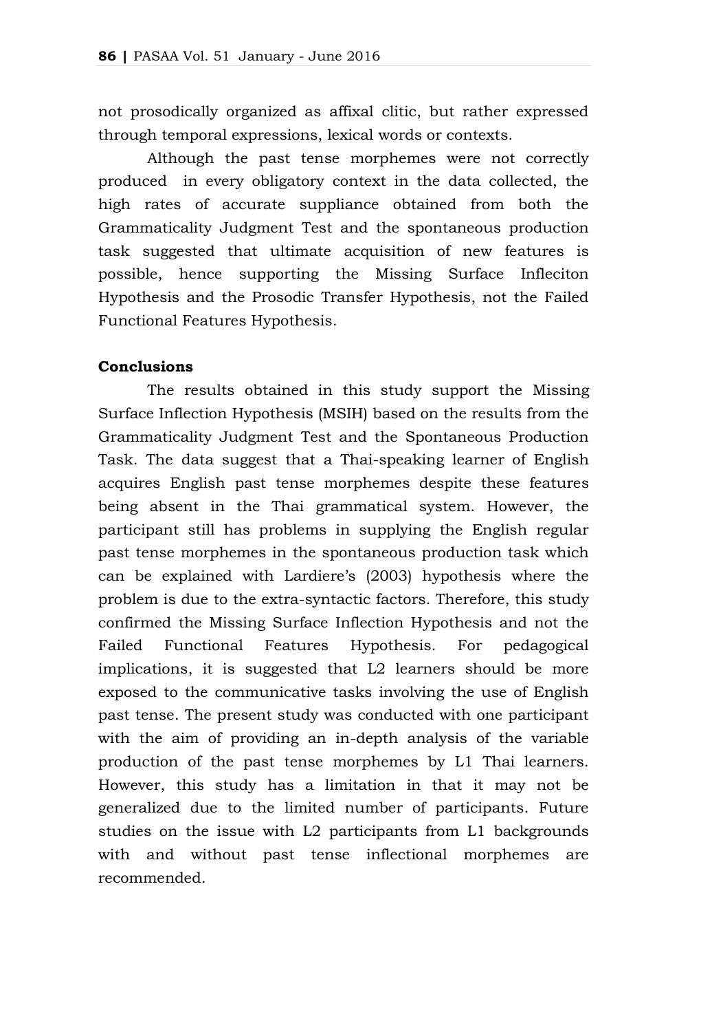not prosodically organized as affixal clitic, but rather expressed through temporal expressions, lexical words or contexts.

Although the past tense morphemes were not correctly produced in every obligatory context in the data collected, the high rates of accurate suppliance obtained from both the Grammaticality Judgment Test and the spontaneous production task suggested that ultimate acquisition of new features is possible, hence supporting the Missing Surface Infleciton Hypothesis and the Prosodic Transfer Hypothesis, not the Failed Functional Features Hypothesis.

### Conclusions

The results obtained in this study support the Missing Surface Inflection Hypothesis (MSIH) based on the results from the Grammaticality Judgment Test and the Spontaneous Production Task. The data suggest that a Thai-speaking learner of English acquires English past tense morphemes despite these features being absent in the Thai grammatical system. However, the participant still has problems in supplying the English regular past tense morphemes in the spontaneous production task which can be explained with Lardiere's (2003) hypothesis where the problem is due to the extra-syntactic factors. Therefore, this study confirmed the Missing Surface Inflection Hypothesis and not the Failed Functional Features Hypothesis. For pedagogical implications, it is suggested that L2 learners should be more exposed to the communicative tasks involving the use of English past tense. The present study was conducted with one participant with the aim of providing an in-depth analysis of the variable production of the past tense morphemes by L1 Thai learners. However, this study has a limitation in that it may not be generalized due to the limited number of participants. Future studies on the issue with L2 participants from L1 backgrounds with and without past tense inflectional morphemes are recommended.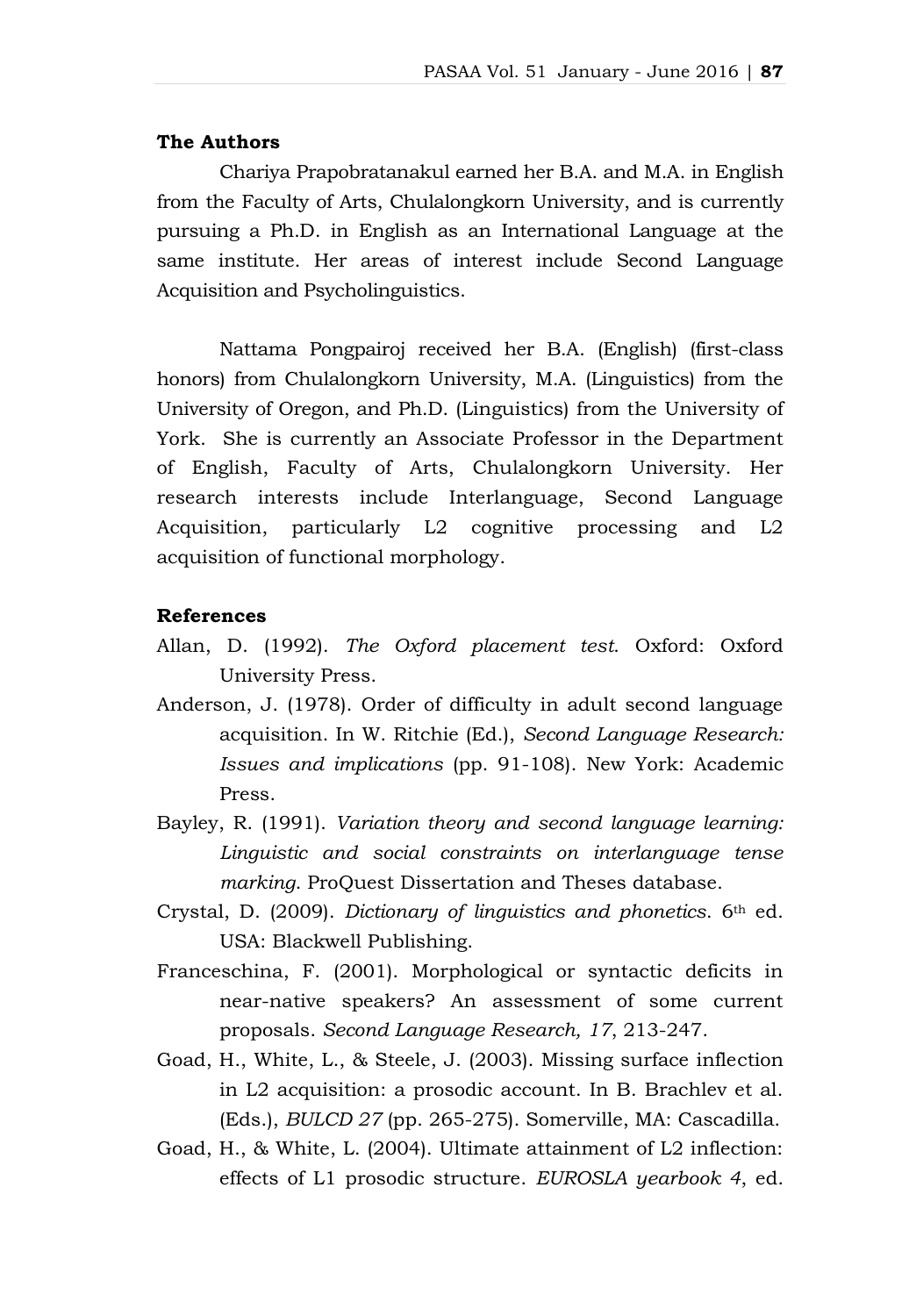## The Authors

Chariya Prapobratanakul earned her B.A. and M.A. in English from the Faculty of Arts, Chulalongkorn University, and is currently pursuing a Ph.D. in English as an International Language at the same institute. Her areas of interest include Second Language Acquisition and Psycholinguistics.

Nattama Pongpairoj received her B.A. (English) (first-class honors) from Chulalongkorn University, M.A. (Linguistics) from the University of Oregon, and Ph.D. (Linguistics) from the University of York. She is currently an Associate Professor in the Department of English, Faculty of Arts, Chulalongkorn University. Her research interests include Interlanguage, Second Language Acquisition, particularly L2 cognitive processing and L2 acquisition of functional morphology.

## References

Allan, D. (1992). *The Oxford placement test*. Oxford: Oxford University Press.

Anderson, J. (1978). Order of difficulty in adult second language acquisition. In W. Ritchie (Ed.), *Second Language Research: Issues and implications* (pp. 91-108). New York: Academic Press.

Bayley, R. (1991). *Variation theory and second language learning: Linguistic and social constraints on interlanguage tense marking*. ProQuest Dissertation and Theses database.

Crystal, D. (2009). *Dictionary of linguistics and phonetics*. 6th ed. USA: Blackwell Publishing.

Franceschina, F. (2001). Morphological or syntactic deficits in near-native speakers? An assessment of some current proposals. *Second Language Research, 17*, 213-247.

Goad, H., White, L., & Steele, J. (2003). Missing surface inflection in L2 acquisition: a prosodic account. In B. Brachlev et al. (Eds.), *BULCD 27* (pp. 265-275). Somerville, MA: Cascadilla.

Goad, H., & White, L. (2004). Ultimate attainment of L2 inflection: effects of L1 prosodic structure. *EUROSLA yearbook 4*, ed.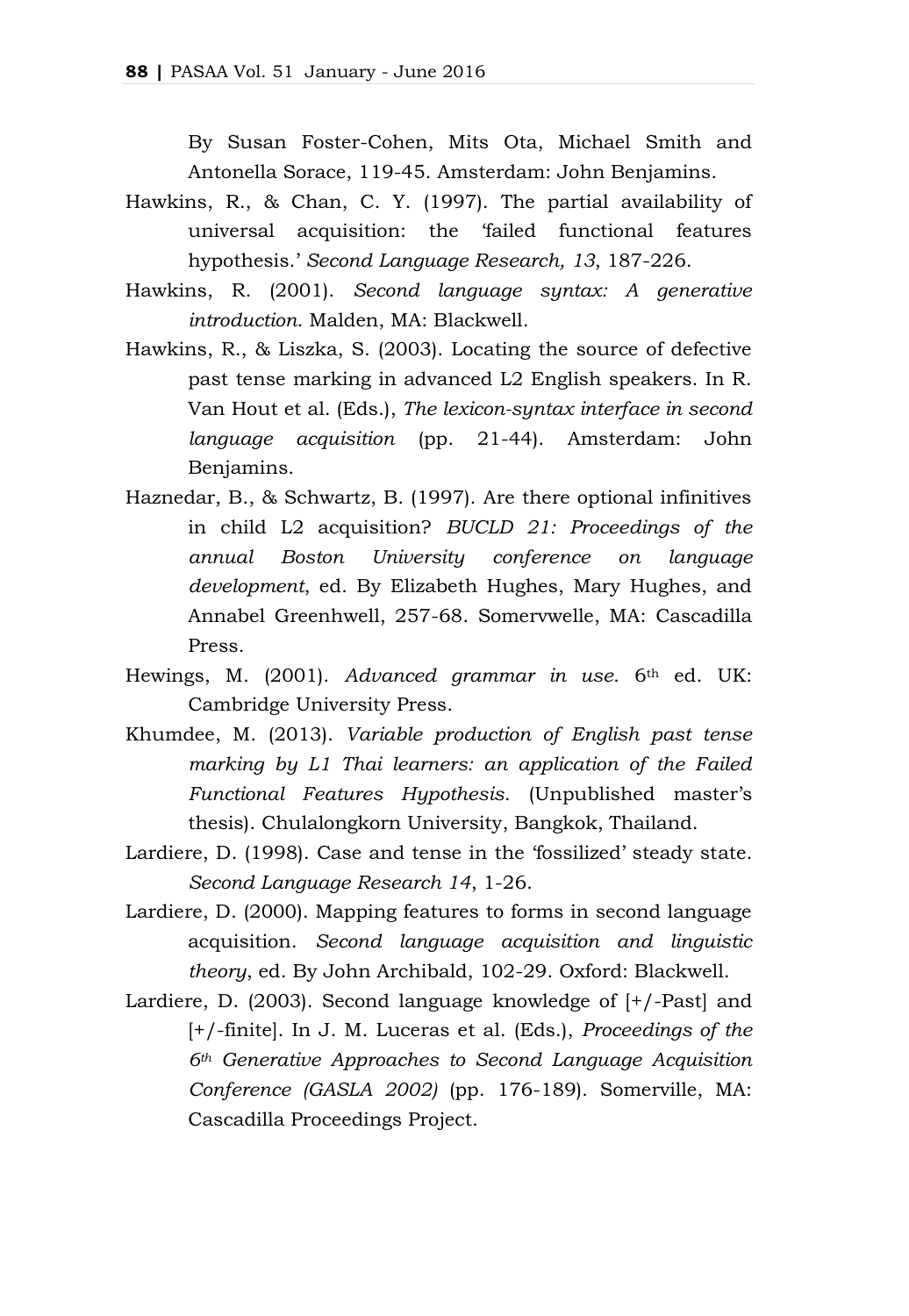By Susan Foster-Cohen, Mits Ota, Michael Smith and Antonella Sorace, 119-45. Amsterdam: John Benjamins.

Hawkins, R., & Chan, C. Y. (1997). The partial availability of universal acquisition: the 'failed functional features hypothesis.' *Second Language Research, 13*, 187-226.

Hawkins, R. (2001). *Second language syntax: A generative introduction*. Malden, MA: Blackwell.

Hawkins, R., & Liszka, S. (2003). Locating the source of defective past tense marking in advanced L2 English speakers. In R. Van Hout et al. (Eds.), *The lexicon-syntax interface in second language acquisition* (pp. 21-44). Amsterdam: John Benjamins.

Haznedar, B., & Schwartz, B. (1997). Are there optional infinitives in child L2 acquisition? *BUCLD 21: Proceedings of the annual Boston University conference on language development*, ed. By Elizabeth Hughes, Mary Hughes, and Annabel Greenhwell, 257-68. Somervwelle, MA: Cascadilla Press.

Hewings, M. (2001). *Advanced grammar in use*. 6th ed. UK: Cambridge University Press.

Khumdee, M. (2013). *Variable production of English past tense marking by L1 Thai learners: an application of the Failed Functional Features Hypothesis*. (Unpublished master's thesis). Chulalongkorn University, Bangkok, Thailand.

Lardiere, D. (1998). Case and tense in the 'fossilized' steady state. *Second Language Research 14*, 1-26.

Lardiere, D. (2000). Mapping features to forms in second language acquisition. *Second language acquisition and linguistic theory*, ed. By John Archibald, 102-29. Oxford: Blackwell.

Lardiere, D. (2003). Second language knowledge of [+/-Past] and [+/-finite]. In J. M. Luceras et al. (Eds.), *Proceedings of the 6th Generative Approaches to Second Language Acquisition Conference (GASLA 2002)* (pp. 176-189). Somerville, MA: Cascadilla Proceedings Project.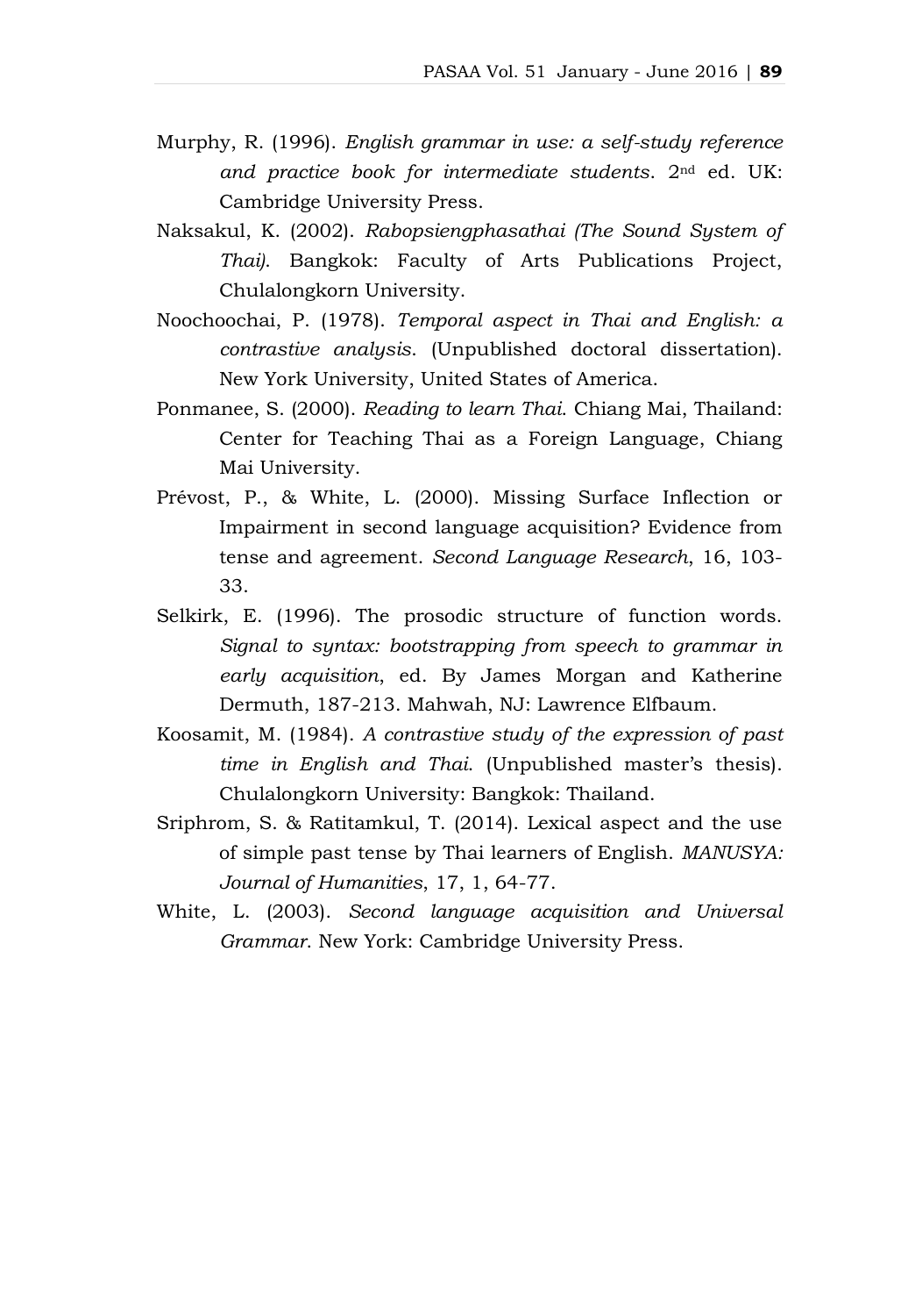Murphy, R. (1996). *English grammar in use: a self-study reference and practice book for intermediate students*. 2nd ed. UK: Cambridge University Press.

Naksakul, K. (2002). *Rabopsiengphasathai (The Sound System of Thai)*. Bangkok: Faculty of Arts Publications Project, Chulalongkorn University.

Noochoochai, P. (1978). *Temporal aspect in Thai and English: a contrastive analysis*. (Unpublished doctoral dissertation). New York University, United States of America.

Ponmanee, S. (2000). *Reading to learn Thai*. Chiang Mai, Thailand: Center for Teaching Thai as a Foreign Language, Chiang Mai University.

Prévost, P., & White, L. (2000). Missing Surface Inflection or Impairment in second language acquisition? Evidence from tense and agreement. *Second Language Research*, 16, 103-33.

Selkirk, E. (1996). The prosodic structure of function words. *Signal to syntax: bootstrapping from speech to grammar in early acquisition*, ed. By James Morgan and Katherine Dermuth, 187-213. Mahwah, NJ: Lawrence Elfbaum.

Koosamit, M. (1984). *A contrastive study of the expression of past time in English and Thai*. (Unpublished master's thesis). Chulalongkorn University: Bangkok: Thailand.

Sriphrom, S. & Ratitamkul, T. (2014). Lexical aspect and the use of simple past tense by Thai learners of English. *MANUSYA: Journal of Humanities*, 17, 1, 64-77.

White, L. (2003). *Second language acquisition and Universal Grammar*. New York: Cambridge University Press.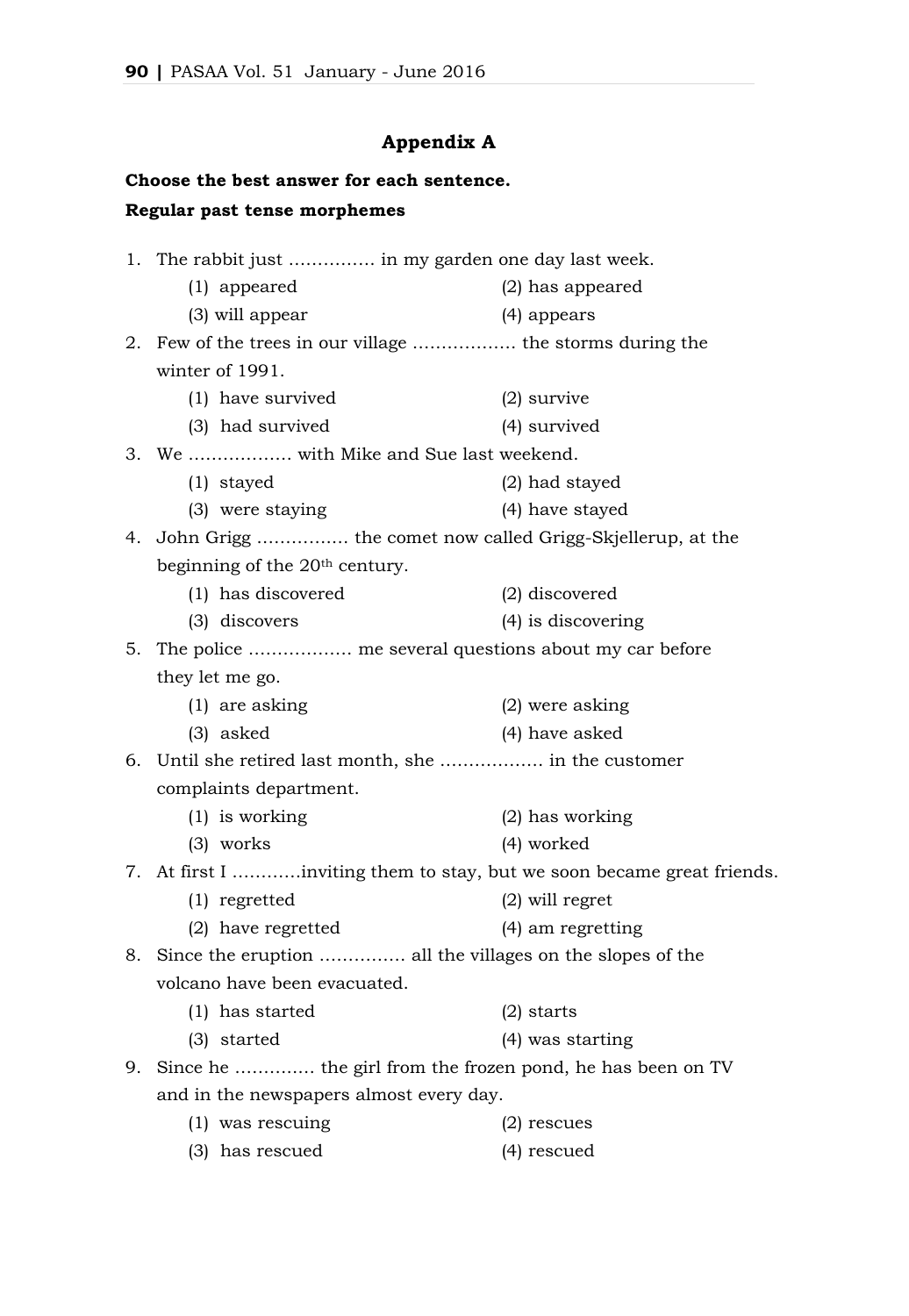## Appendix A

**Choose the best answer for each sentence.**

**Regular past tense morphemes**

1. The rabbit just …………… in my garden one day last week.
   - (1) appeared
   - (2) has appeared
   - (3) will appear
   - (4) appears
2. Few of the trees in our village ……………… the storms during the winter of 1991.
   - (1) have survived
   - (2) survive
   - (3) had survived
   - (4) survived
3. We ……………… with Mike and Sue last weekend.
   - (1) stayed
   - (2) had stayed
   - (3) were staying
   - (4) have stayed
4. John Grigg ……………. the comet now called Grigg-Skjellerup, at the beginning of the 20th century.
   - (1) has discovered
   - (2) discovered
   - (3) discovers
   - (4) is discovering
5. The police ……………… me several questions about my car before they let me go.
   - (1) are asking
   - (2) were asking
   - (3) asked
   - (4) have asked
6. Until she retired last month, she ……………… in the customer complaints department.
   - (1) is working
   - (2) has working
   - (3) works
   - (4) worked
7. At first I …………inviting them to stay, but we soon became great friends.
   - (1) regretted
   - (2) will regret
   - (2) have regretted
   - (4) am regretting
8. Since the eruption …………… all the villages on the slopes of the volcano have been evacuated.
   - (1) has started
   - (2) starts
   - (3) started
   - (4) was starting
9. Since he …………. the girl from the frozen pond, he has been on TV and in the newspapers almost every day.
   - (1) was rescuing
   - (2) rescues
   - (3) has rescued
   - (4) rescued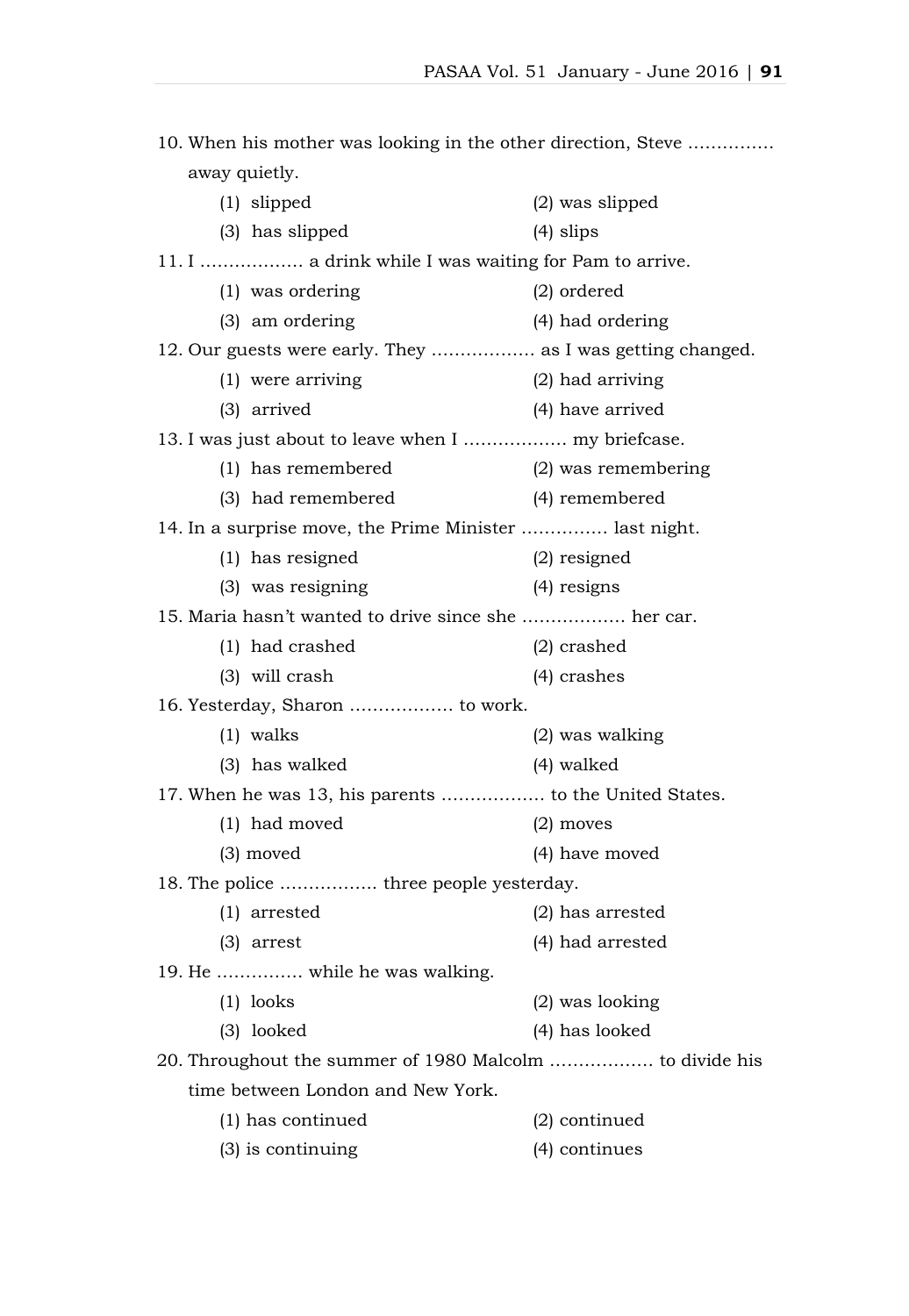10. When his mother was looking in the other direction, Steve …………… away quietly.

    (1) slipped (2) was slipped

    (3) has slipped (4) slips

11. I ……………… a drink while I was waiting for Pam to arrive.

    (1) was ordering (2) ordered

    (3) am ordering (4) had ordering

12. Our guests were early. They ……………… as I was getting changed.

    (1) were arriving (2) had arriving

    (3) arrived (4) have arrived

13. I was just about to leave when I ……………… my briefcase.

    (1) has remembered (2) was remembering

    (3) had remembered (4) remembered

14. In a surprise move, the Prime Minister …………… last night.

    (1) has resigned (2) resigned

    (3) was resigning (4) resigns

15. Maria hasn't wanted to drive since she ……………… her car.

    (1) had crashed (2) crashed

    (3) will crash (4) crashes

16. Yesterday, Sharon ……………… to work.

    (1) walks (2) was walking

    (3) has walked (4) walked

17. When he was 13, his parents ……………… to the United States.

    (1) had moved (2) moves

    (3) moved (4) have moved

18. The police ……………… three people yesterday.

    (1) arrested (2) has arrested

    (3) arrest (4) had arrested

19. He …………… while he was walking.

    (1) looks (2) was looking

    (3) looked (4) has looked

20. Throughout the summer of 1980 Malcolm ……………… to divide his time between London and New York.

    (1) has continued (2) continued

    (3) is continuing (4) continues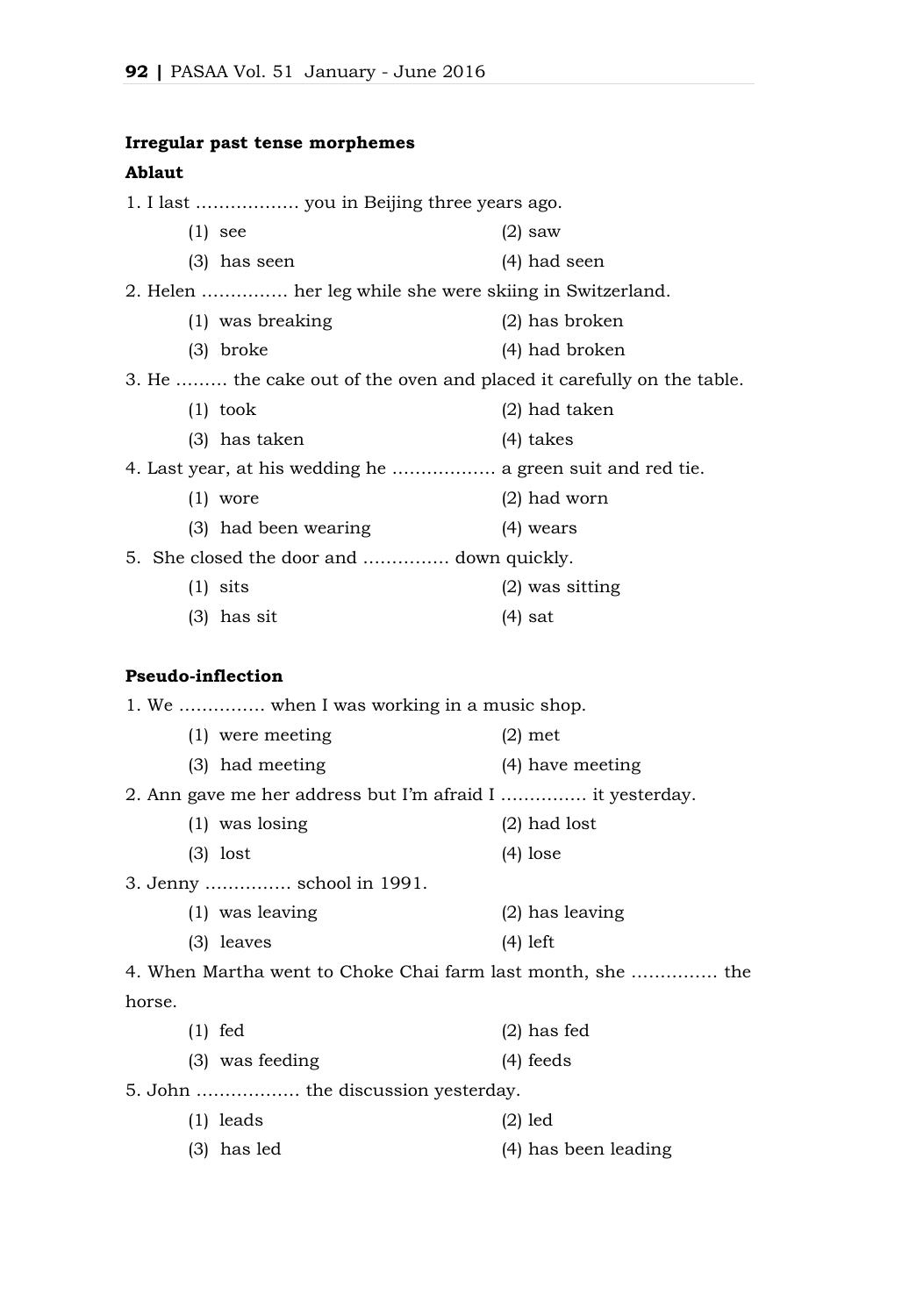**Irregular past tense morphemes**

**Ablaut**

1. I last ……………… you in Beijing three years ago.

(1) see (2) saw

(3) has seen (4) had seen

2. Helen …………… her leg while she were skiing in Switzerland.

(1) was breaking (2) has broken

(3) broke (4) had broken

3. He ……… the cake out of the oven and placed it carefully on the table.

(1) took (2) had taken

(3) has taken (4) takes

4. Last year, at his wedding he ……………… a green suit and red tie.

(1) wore (2) had worn

(3) had been wearing (4) wears

5. She closed the door and …………… down quickly.

(1) sits (2) was sitting

(3) has sit (4) sat

**Pseudo-inflection**

1. We …………… when I was working in a music shop.

(1) were meeting (2) met

(3) had meeting (4) have meeting

2. Ann gave me her address but I'm afraid I …………… it yesterday.

(1) was losing (2) had lost

(3) lost (4) lose

3. Jenny …………… school in 1991.

(1) was leaving (2) has leaving

(3) leaves (4) left

4. When Martha went to Choke Chai farm last month, she …………… the horse.

(1) fed (2) has fed

(3) was feeding (4) feeds

5. John ……………… the discussion yesterday.

(1) leads (2) led

(3) has led (4) has been leading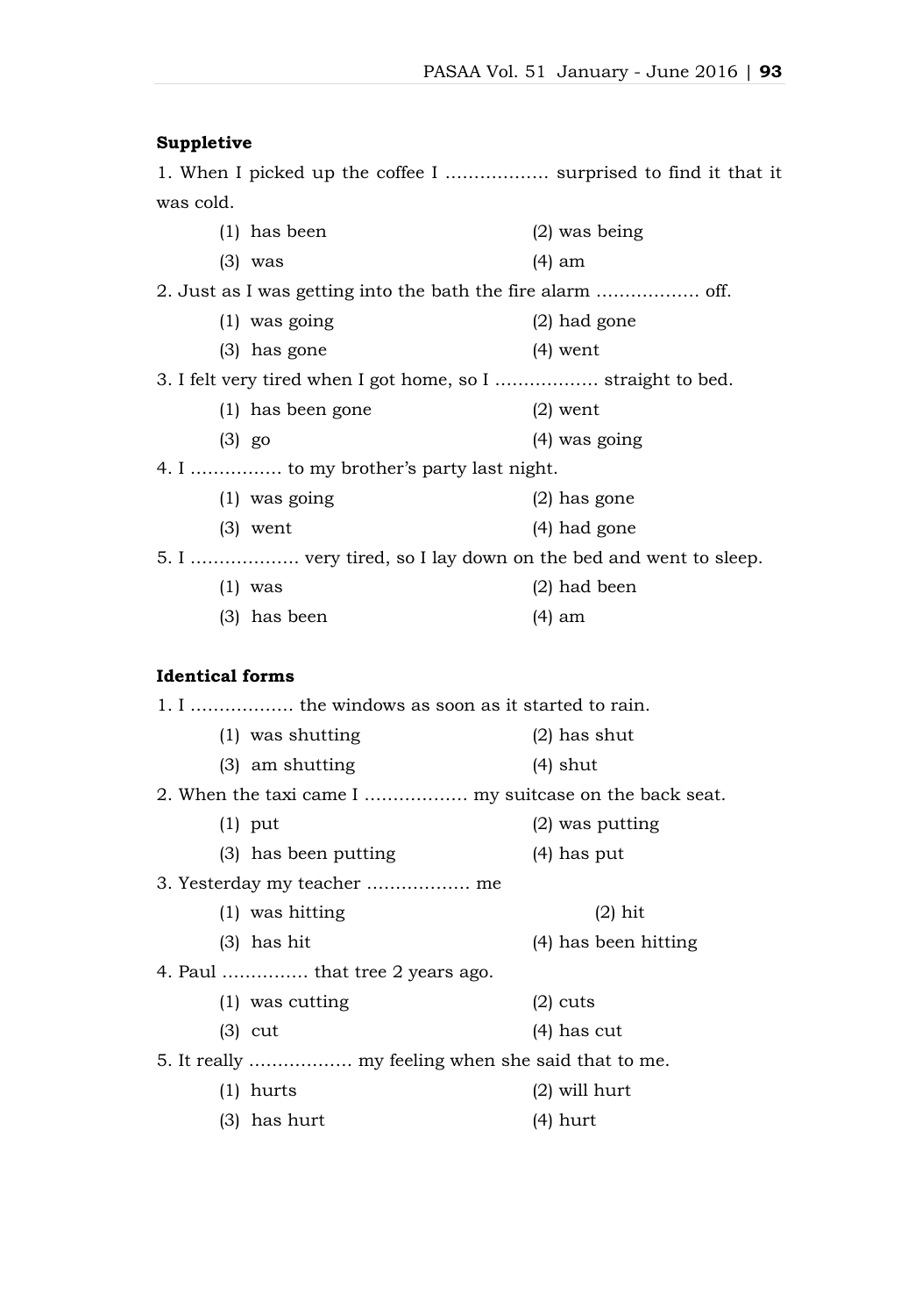**Suppletive**

1. When I picked up the coffee I ……………… surprised to find it that it was cold.

(1) has been (2) was being
(3) was (4) am

2. Just as I was getting into the bath the fire alarm ……………… off.

(1) was going (2) had gone
(3) has gone (4) went

3. I felt very tired when I got home, so I ……………… straight to bed.

(1) has been gone (2) went
(3) go (4) was going

4. I …………… to my brother's party last night.

(1) was going (2) has gone
(3) went (4) had gone

5. I ………………. very tired, so I lay down on the bed and went to sleep.

(1) was (2) had been
(3) has been (4) am

**Identical forms**

1. I ……………… the windows as soon as it started to rain.

(1) was shutting (2) has shut
(3) am shutting (4) shut

2. When the taxi came I ……………… my suitcase on the back seat.

(1) put (2) was putting
(3) has been putting (4) has put

3. Yesterday my teacher ……………… me

(1) was hitting (2) hit
(3) has hit (4) has been hitting

4. Paul …………… that tree 2 years ago.

(1) was cutting (2) cuts
(3) cut (4) has cut

5. It really ……………… my feeling when she said that to me.

(1) hurts (2) will hurt
(3) has hurt (4) hurt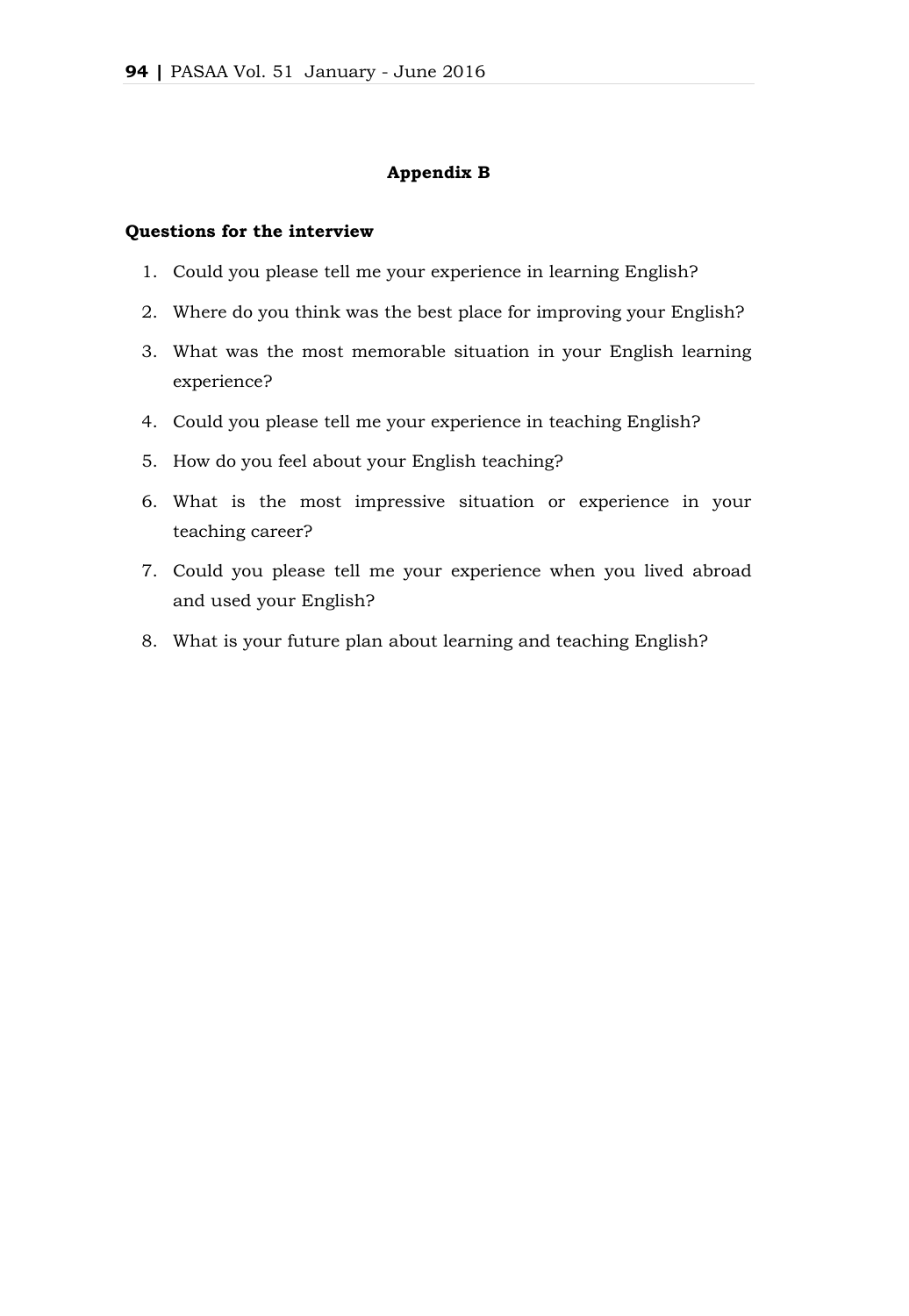## Appendix B

**Questions for the interview**

1. Could you please tell me your experience in learning English?
2. Where do you think was the best place for improving your English?
3. What was the most memorable situation in your English learning experience?
4. Could you please tell me your experience in teaching English?
5. How do you feel about your English teaching?
6. What is the most impressive situation or experience in your teaching career?
7. Could you please tell me your experience when you lived abroad and used your English?
8. What is your future plan about learning and teaching English?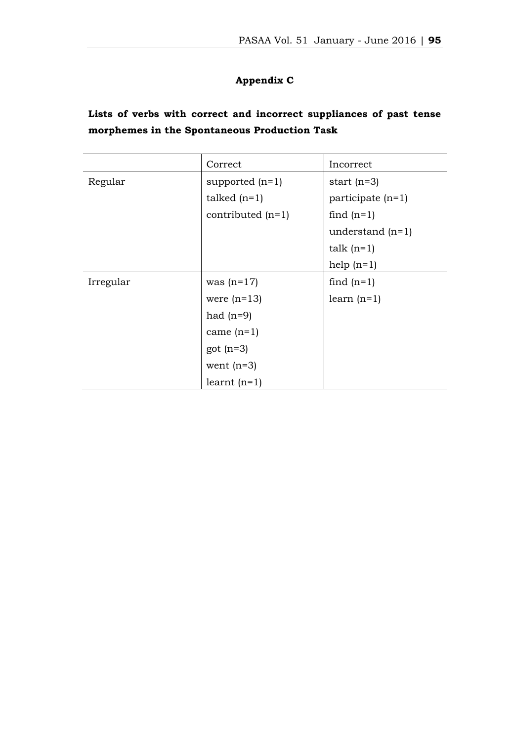## Appendix C

**Lists of verbs with correct and incorrect suppliances of past tense morphemes in the Spontaneous Production Task**

| | Correct | Incorrect |
|---|---|---|
| Regular | supported (n=1)<br>talked (n=1)<br>contributed (n=1) | start (n=3)<br>participate (n=1)<br>find (n=1)<br>understand (n=1)<br>talk (n=1)<br>help (n=1) |
| Irregular | was (n=17)<br>were (n=13)<br>had (n=9)<br>came (n=1)<br>got (n=3)<br>went (n=3)<br>learnt (n=1) | find (n=1)<br>learn (n=1) |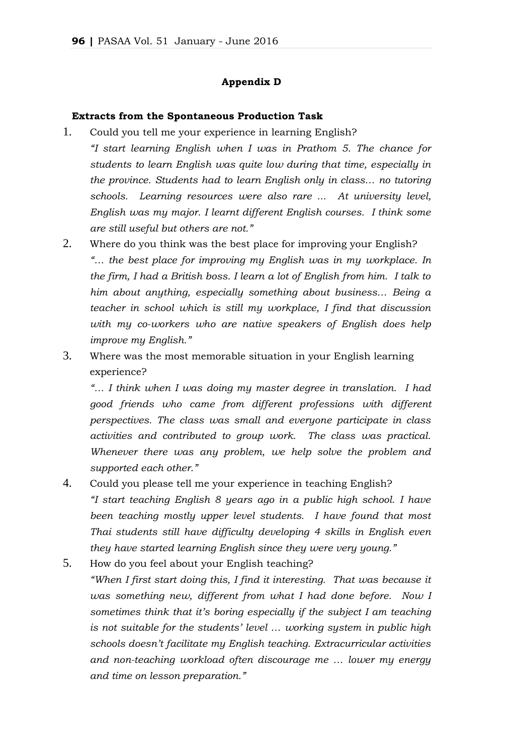## Appendix D

**Extracts from the Spontaneous Production Task**

1. Could you tell me your experience in learning English?

   *"I start learning English when I was in Prathom 5. The chance for students to learn English was quite low during that time, especially in the province. Students had to learn English only in class… no tutoring schools. Learning resources were also rare ... At university level, English was my major. I learnt different English courses. I think some are still useful but others are not."*

2. Where do you think was the best place for improving your English?

   *"… the best place for improving my English was in my workplace. In the firm, I had a British boss. I learn a lot of English from him. I talk to him about anything, especially something about business… Being a teacher in school which is still my workplace, I find that discussion with my co-workers who are native speakers of English does help improve my English."*

3. Where was the most memorable situation in your English learning experience?

   *"… I think when I was doing my master degree in translation. I had good friends who came from different professions with different perspectives. The class was small and everyone participate in class activities and contributed to group work. The class was practical. Whenever there was any problem, we help solve the problem and supported each other."*

4. Could you please tell me your experience in teaching English?

   *"I start teaching English 8 years ago in a public high school. I have been teaching mostly upper level students. I have found that most Thai students still have difficulty developing 4 skills in English even they have started learning English since they were very young."*

5. How do you feel about your English teaching?

   *"When I first start doing this, I find it interesting. That was because it was something new, different from what I had done before. Now I sometimes think that it's boring especially if the subject I am teaching is not suitable for the students' level … working system in public high schools doesn't facilitate my English teaching. Extracurricular activities and non-teaching workload often discourage me … lower my energy and time on lesson preparation."*